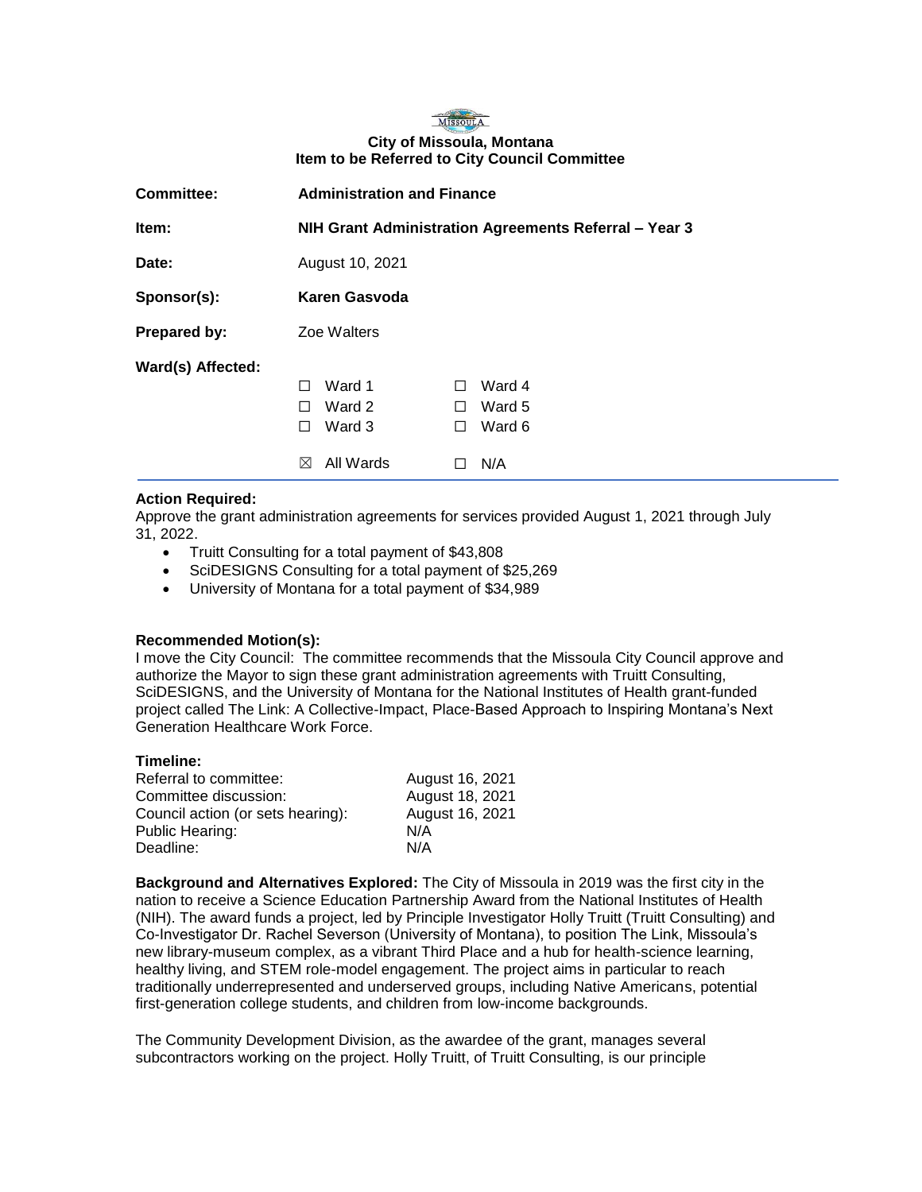**City of Missoula, Montana**
**Item to be Referred to City Council Committee**

| | |
|---|---|
| **Committee:** | **Administration and Finance** |
| **Item:** | **NIH Grant Administration Agreements Referral – Year 3** |
| **Date:** | August 10, 2021 |
| **Sponsor(s):** | **Karen Gasvoda** |
| **Prepared by:** | Zoe Walters |

**Ward(s) Affected:**

- ☐ Ward 1
- ☐ Ward 2
- ☐ Ward 3
- ☐ Ward 4
- ☐ Ward 5
- ☐ Ward 6
- ☒ All Wards
- ☐ N/A

**Action Required:**
Approve the grant administration agreements for services provided August 1, 2021 through July 31, 2022.

- Truitt Consulting for a total payment of $43,808
- SciDESIGNS Consulting for a total payment of $25,269
- University of Montana for a total payment of $34,989

**Recommended Motion(s):**
I move the City Council: The committee recommends that the Missoula City Council approve and authorize the Mayor to sign these grant administration agreements with Truitt Consulting, SciDESIGNS, and the University of Montana for the National Institutes of Health grant-funded project called The Link: A Collective-Impact, Place-Based Approach to Inspiring Montana's Next Generation Healthcare Work Force.

**Timeline:**

| | |
|---|---|
| Referral to committee: | August 16, 2021 |
| Committee discussion: | August 18, 2021 |
| Council action (or sets hearing): | August 16, 2021 |
| Public Hearing: | N/A |
| Deadline: | N/A |

**Background and Alternatives Explored:** The City of Missoula in 2019 was the first city in the nation to receive a Science Education Partnership Award from the National Institutes of Health (NIH). The award funds a project, led by Principle Investigator Holly Truitt (Truitt Consulting) and Co-Investigator Dr. Rachel Severson (University of Montana), to position The Link, Missoula's new library-museum complex, as a vibrant Third Place and a hub for health-science learning, healthy living, and STEM role-model engagement. The project aims in particular to reach traditionally underrepresented and underserved groups, including Native Americans, potential first-generation college students, and children from low-income backgrounds.

The Community Development Division, as the awardee of the grant, manages several subcontractors working on the project. Holly Truitt, of Truitt Consulting, is our principle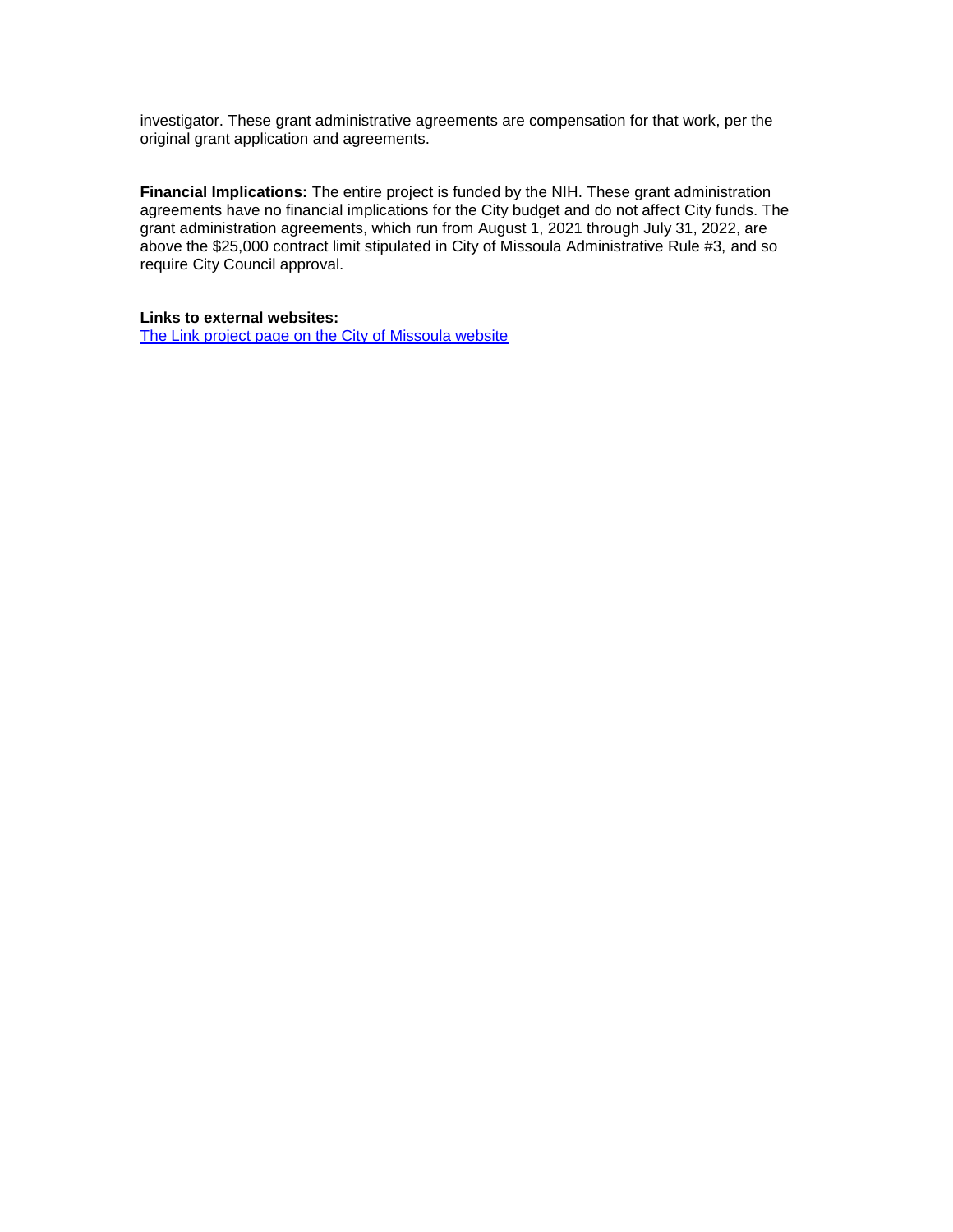investigator. These grant administrative agreements are compensation for that work, per the original grant application and agreements.

**Financial Implications:** The entire project is funded by the NIH. These grant administration agreements have no financial implications for the City budget and do not affect City funds. The grant administration agreements, which run from August 1, 2021 through July 31, 2022, are above the $25,000 contract limit stipulated in City of Missoula Administrative Rule #3, and so require City Council approval.

**Links to external websites:**
The Link project page on the City of Missoula website